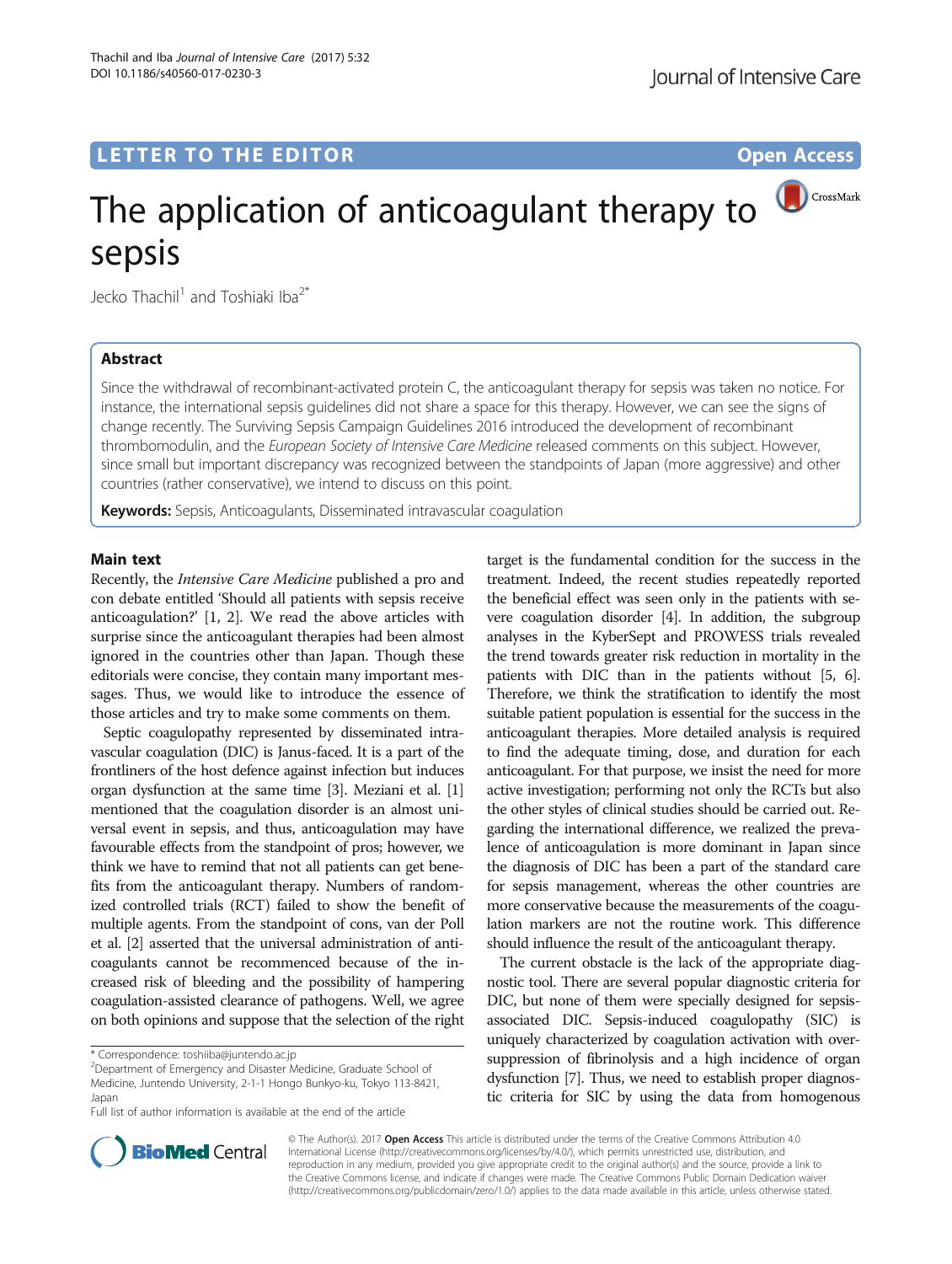LETTER TO THE EDITOR

Open Access

# The application of anticoagulant therapy to sepsis

Jecko Thachil[1] and Toshiaki Iba[2*]

## Abstract

Since the withdrawal of recombinant-activated protein C, the anticoagulant therapy for sepsis was taken no notice. For instance, the international sepsis guidelines did not share a space for this therapy. However, we can see the signs of change recently. The Surviving Sepsis Campaign Guidelines 2016 introduced the development of recombinant thrombomodulin, and the *European Society of Intensive Care Medicine* released comments on this subject. However, since small but important discrepancy was recognized between the standpoints of Japan (more aggressive) and other countries (rather conservative), we intend to discuss on this point.

**Keywords:** Sepsis, Anticoagulants, Disseminated intravascular coagulation

## Main text

Recently, the *Intensive Care Medicine* published a pro and con debate entitled 'Should all patients with sepsis receive anticoagulation?' [1, 2]. We read the above articles with surprise since the anticoagulant therapies had been almost ignored in the countries other than Japan. Though these editorials were concise, they contain many important messages. Thus, we would like to introduce the essence of those articles and try to make some comments on them.

Septic coagulopathy represented by disseminated intravascular coagulation (DIC) is Janus-faced. It is a part of the frontliners of the host defence against infection but induces organ dysfunction at the same time [3]. Meziani et al. [1] mentioned that the coagulation disorder is an almost universal event in sepsis, and thus, anticoagulation may have favourable effects from the standpoint of pros; however, we think we have to remind that not all patients can get benefits from the anticoagulant therapy. Numbers of randomized controlled trials (RCT) failed to show the benefit of multiple agents. From the standpoint of cons, van der Poll et al. [2] asserted that the universal administration of anticoagulants cannot be recommenced because of the increased risk of bleeding and the possibility of hampering coagulation-assisted clearance of pathogens. Well, we agree on both opinions and suppose that the selection of the right target is the fundamental condition for the success in the treatment. Indeed, the recent studies repeatedly reported the beneficial effect was seen only in the patients with severe coagulation disorder [4]. In addition, the subgroup analyses in the KyberSept and PROWESS trials revealed the trend towards greater risk reduction in mortality in the patients with DIC than in the patients without [5, 6]. Therefore, we think the stratification to identify the most suitable patient population is essential for the success in the anticoagulant therapies. More detailed analysis is required to find the adequate timing, dose, and duration for each anticoagulant. For that purpose, we insist the need for more active investigation; performing not only the RCTs but also the other styles of clinical studies should be carried out. Regarding the international difference, we realized the prevalence of anticoagulation is more dominant in Japan since the diagnosis of DIC has been a part of the standard care for sepsis management, whereas the other countries are more conservative because the measurements of the coagulation markers are not the routine work. This difference should influence the result of the anticoagulant therapy.

The current obstacle is the lack of the appropriate diagnostic tool. There are several popular diagnostic criteria for DIC, but none of them were specially designed for sepsis-associated DIC. Sepsis-induced coagulopathy (SIC) is uniquely characterized by coagulation activation with over-suppression of fibrinolysis and a high incidence of organ dysfunction [7]. Thus, we need to establish proper diagnostic criteria for SIC by using the data from homogenous

* Correspondence: toshiiba@juntendo.ac.jp
[2]Department of Emergency and Disaster Medicine, Graduate School of Medicine, Juntendo University, 2-1-1 Hongo Bunkyo-ku, Tokyo 113-8421, Japan
Full list of author information is available at the end of the article

© The Author(s). 2017 **Open Access** This article is distributed under the terms of the Creative Commons Attribution 4.0 International License (http://creativecommons.org/licenses/by/4.0/), which permits unrestricted use, distribution, and reproduction in any medium, provided you give appropriate credit to the original author(s) and the source, provide a link to the Creative Commons license, and indicate if changes were made. The Creative Commons Public Domain Dedication waiver (http://creativecommons.org/publicdomain/zero/1.0/) applies to the data made available in this article, unless otherwise stated.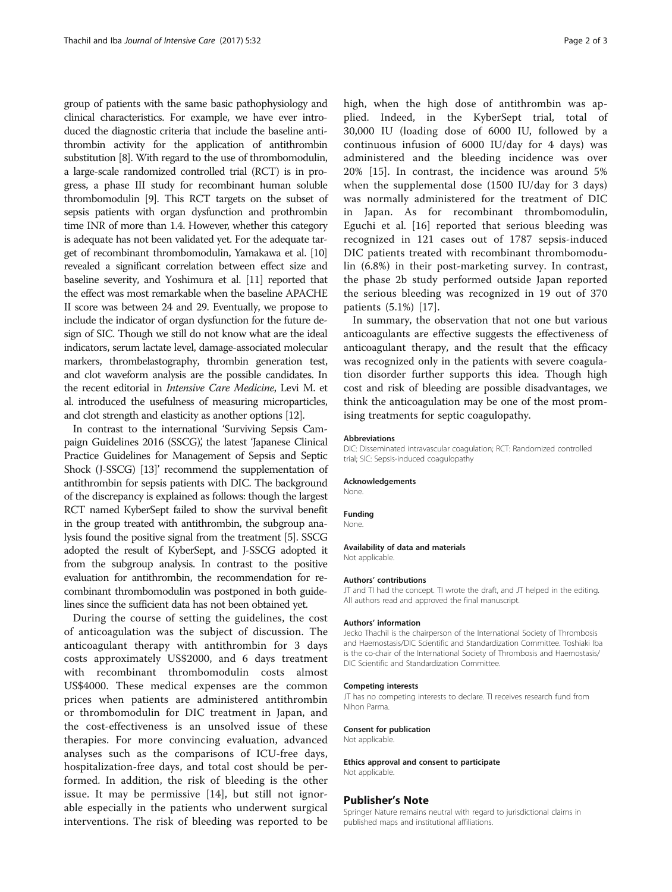group of patients with the same basic pathophysiology and clinical characteristics. For example, we have ever introduced the diagnostic criteria that include the baseline antithrombin activity for the application of antithrombin substitution [8]. With regard to the use of thrombomodulin, a large-scale randomized controlled trial (RCT) is in progress, a phase III study for recombinant human soluble thrombomodulin [9]. This RCT targets on the subset of sepsis patients with organ dysfunction and prothrombin time INR of more than 1.4. However, whether this category is adequate has not been validated yet. For the adequate target of recombinant thrombomodulin, Yamakawa et al. [10] revealed a significant correlation between effect size and baseline severity, and Yoshimura et al. [11] reported that the effect was most remarkable when the baseline APACHE II score was between 24 and 29. Eventually, we propose to include the indicator of organ dysfunction for the future design of SIC. Though we still do not know what are the ideal indicators, serum lactate level, damage-associated molecular markers, thrombelastography, thrombin generation test, and clot waveform analysis are the possible candidates. In the recent editorial in *Intensive Care Medicine*, Levi M. et al. introduced the usefulness of measuring microparticles, and clot strength and elasticity as another options [12].

In contrast to the international 'Surviving Sepsis Campaign Guidelines 2016 (SSCG)', the latest 'Japanese Clinical Practice Guidelines for Management of Sepsis and Septic Shock (J-SSCG) [13]' recommend the supplementation of antithrombin for sepsis patients with DIC. The background of the discrepancy is explained as follows: though the largest RCT named KyberSept failed to show the survival benefit in the group treated with antithrombin, the subgroup analysis found the positive signal from the treatment [5]. SSCG adopted the result of KyberSept, and J-SSCG adopted it from the subgroup analysis. In contrast to the positive evaluation for antithrombin, the recommendation for recombinant thrombomodulin was postponed in both guidelines since the sufficient data has not been obtained yet.

During the course of setting the guidelines, the cost of anticoagulation was the subject of discussion. The anticoagulant therapy with antithrombin for 3 days costs approximately US$2000, and 6 days treatment with recombinant thrombomodulin costs almost US$4000. These medical expenses are the common prices when patients are administered antithrombin or thrombomodulin for DIC treatment in Japan, and the cost-effectiveness is an unsolved issue of these therapies. For more convincing evaluation, advanced analyses such as the comparisons of ICU-free days, hospitalization-free days, and total cost should be performed. In addition, the risk of bleeding is the other issue. It may be permissive [14], but still not ignorable especially in the patients who underwent surgical interventions. The risk of bleeding was reported to be high, when the high dose of antithrombin was applied. Indeed, in the KyberSept trial, total of 30,000 IU (loading dose of 6000 IU, followed by a continuous infusion of 6000 IU/day for 4 days) was administered and the bleeding incidence was over 20% [15]. In contrast, the incidence was around 5% when the supplemental dose (1500 IU/day for 3 days) was normally administered for the treatment of DIC in Japan. As for recombinant thrombomodulin, Eguchi et al. [16] reported that serious bleeding was recognized in 121 cases out of 1787 sepsis-induced DIC patients treated with recombinant thrombomodulin (6.8%) in their post-marketing survey. In contrast, the phase 2b study performed outside Japan reported the serious bleeding was recognized in 19 out of 370 patients (5.1%) [17].

In summary, the observation that not one but various anticoagulants are effective suggests the effectiveness of anticoagulant therapy, and the result that the efficacy was recognized only in the patients with severe coagulation disorder further supports this idea. Though high cost and risk of bleeding are possible disadvantages, we think the anticoagulation may be one of the most promising treatments for septic coagulopathy.

#### Abbreviations
DIC: Disseminated intravascular coagulation; RCT: Randomized controlled trial; SIC: Sepsis-induced coagulopathy

#### Acknowledgements
None.

#### Funding
None.

#### Availability of data and materials
Not applicable.

#### Authors' contributions
JT and TI had the concept. TI wrote the draft, and JT helped in the editing. All authors read and approved the final manuscript.

#### Authors' information
Jecko Thachil is the chairperson of the International Society of Thrombosis and Haemostasis/DIC Scientific and Standardization Committee. Toshiaki Iba is the co-chair of the International Society of Thrombosis and Haemostasis/DIC Scientific and Standardization Committee.

#### Competing interests
JT has no competing interests to declare. TI receives research fund from Nihon Parma.

#### Consent for publication
Not applicable.

#### Ethics approval and consent to participate
Not applicable.

## Publisher's Note
Springer Nature remains neutral with regard to jurisdictional claims in published maps and institutional affiliations.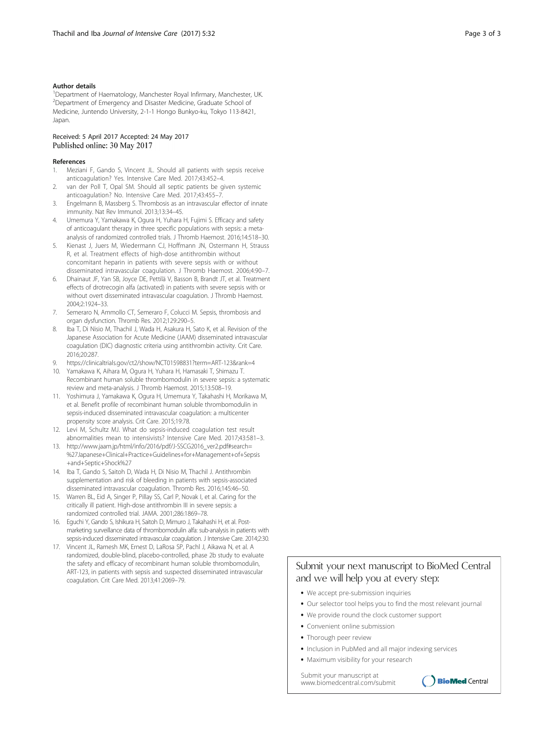#### Author details

[1]Department of Haematology, Manchester Royal Infirmary, Manchester, UK. [2]Department of Emergency and Disaster Medicine, Graduate School of Medicine, Juntendo University, 2-1-1 Hongo Bunkyo-ku, Tokyo 113-8421, Japan.

Received: 5 April 2017 Accepted: 24 May 2017
Published online: 30 May 2017

#### References

1. Meziani F, Gando S, Vincent JL. Should all patients with sepsis receive anticoagulation? Yes. Intensive Care Med. 2017;43:452–4.
2. van der Poll T, Opal SM. Should all septic patients be given systemic anticoagulation? No. Intensive Care Med. 2017;43:455–7.
3. Engelmann B, Massberg S. Thrombosis as an intravascular effector of innate immunity. Nat Rev Immunol. 2013;13:34–45.
4. Umemura Y, Yamakawa K, Ogura H, Yuhara H, Fujimi S. Efficacy and safety of anticoagulant therapy in three specific populations with sepsis: a meta-analysis of randomized controlled trials. J Thromb Haemost. 2016;14:518–30.
5. Kienast J, Juers M, Wiedermann CJ, Hoffmann JN, Ostermann H, Strauss R, et al. Treatment effects of high-dose antithrombin without concomitant heparin in patients with severe sepsis with or without disseminated intravascular coagulation. J Thromb Haemost. 2006;4:90–7.
6. Dhainaut JF, Yan SB, Joyce DE, Pettilä V, Basson B, Brandt JT, et al. Treatment effects of drotrecogin alfa (activated) in patients with severe sepsis with or without overt disseminated intravascular coagulation. J Thromb Haemost. 2004;2:1924–33.
7. Semeraro N, Ammollo CT, Semeraro F, Colucci M. Sepsis, thrombosis and organ dysfunction. Thromb Res. 2012;129:290–5.
8. Iba T, Di Nisio M, Thachil J, Wada H, Asakura H, Sato K, et al. Revision of the Japanese Association for Acute Medicine (JAAM) disseminated intravascular coagulation (DIC) diagnostic criteria using antithrombin activity. Crit Care. 2016;20:287.
9. https://clinicaltrials.gov/ct2/show/NCT01598831?term=ART-123&rank=4
10. Yamakawa K, Aihara M, Ogura H, Yuhara H, Hamasaki T, Shimazu T. Recombinant human soluble thrombomodulin in severe sepsis: a systematic review and meta-analysis. J Thromb Haemost. 2015;13:508–19.
11. Yoshimura J, Yamakawa K, Ogura H, Umemura Y, Takahashi H, Morikawa M, et al. Benefit profile of recombinant human soluble thrombomodulin in sepsis-induced disseminated intravascular coagulation: a multicenter propensity score analysis. Crit Care. 2015;19:78.
12. Levi M, Schultz MJ. What do sepsis-induced coagulation test result abnormalities mean to intensivists? Intensive Care Med. 2017;43:581–3.
13. http://www.jaam.jp/html/info/2016/pdf/J-SSCG2016_ver2.pdf#search=%27Japanese+Clinical+Practice+Guidelines+for+Management+of+Sepsis+and+Septic+Shock%27
14. Iba T, Gando S, Saitoh D, Wada H, Di Nisio M, Thachil J. Antithrombin supplementation and risk of bleeding in patients with sepsis-associated disseminated intravascular coagulation. Thromb Res. 2016;145:46–50.
15. Warren BL, Eid A, Singer P, Pillay SS, Carl P, Novak I, et al. Caring for the critically ill patient. High-dose antithrombin III in severe sepsis: a randomized controlled trial. JAMA. 2001;286:1869–78.
16. Eguchi Y, Gando S, Ishikura H, Saitoh D, Mimuro J, Takahashi H, et al. Post-marketing surveillance data of thrombomodulin alfa: sub-analysis in patients with sepsis-induced disseminated intravascular coagulation. J Intensive Care. 2014;2:30.
17. Vincent JL, Ramesh MK, Ernest D, LaRosa SP, Pachl J, Aikawa N, et al. A randomized, double-blind, placebo-controlled, phase 2b study to evaluate the safety and efficacy of recombinant human soluble thrombomodulin, ART-123, in patients with sepsis and suspected disseminated intravascular coagulation. Crit Care Med. 2013;41:2069–79.

Submit your next manuscript to BioMed Central and we will help you at every step:

- We accept pre-submission inquiries
- Our selector tool helps you to find the most relevant journal
- We provide round the clock customer support
- Convenient online submission
- Thorough peer review
- Inclusion in PubMed and all major indexing services
- Maximum visibility for your research

Submit your manuscript at www.biomedcentral.com/submit

BioMed Central